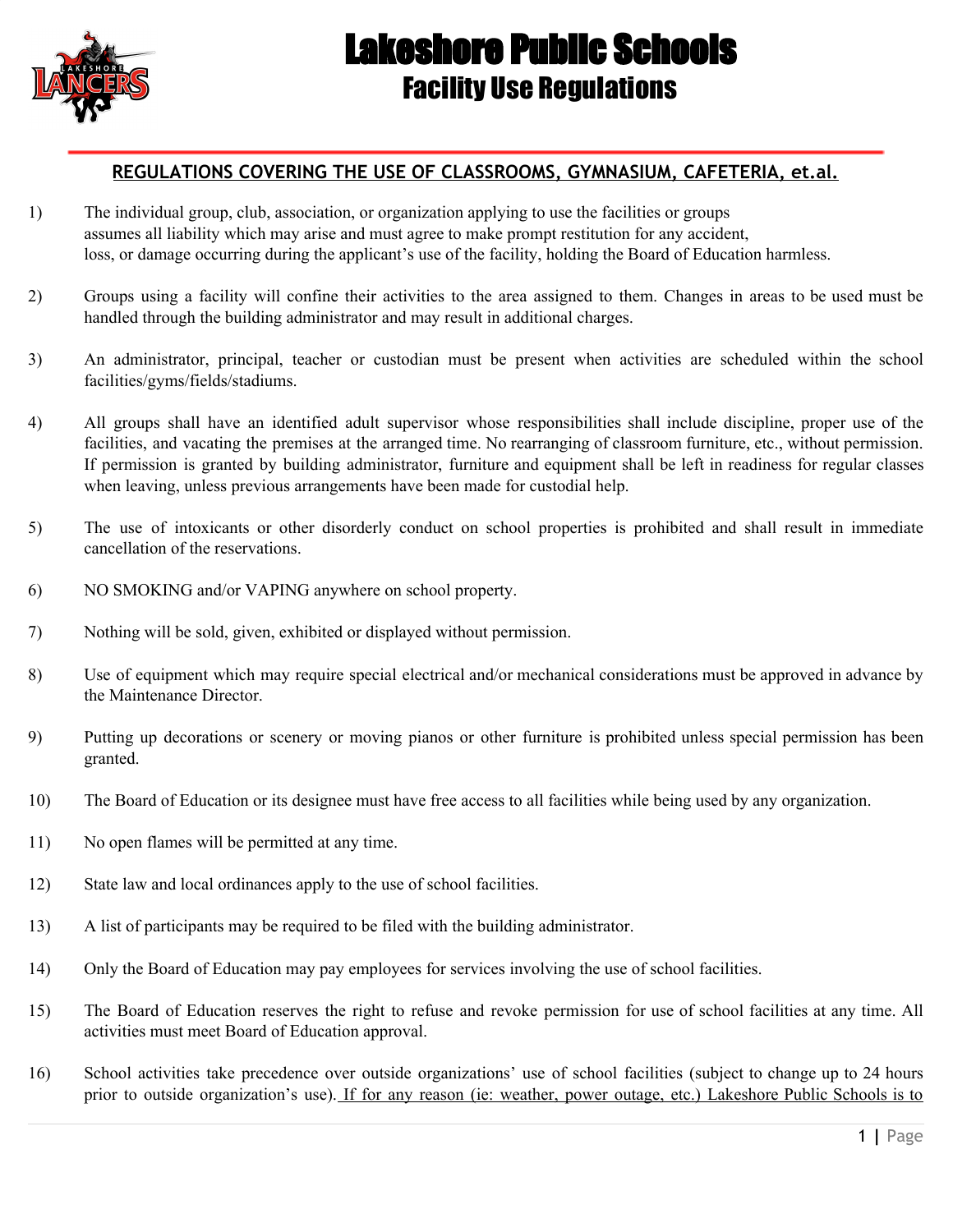# Lakeshore Public Schools

## Facility Use Regulations

**REGULATIONS COVERING THE USE OF CLASSROOMS, GYMNASIUM, CAFETERIA, *et.al.***

1) The individual group, club, association, or organization applying to use the facilities or groups assumes all liability which may arise and must agree to make prompt restitution for any accident, loss, or damage occurring during the applicant's use of the facility, holding the Board of Education harmless.

2) Groups using a facility will confine their activities to the area assigned to them. Changes in areas to be used must be handled through the building administrator and may result in additional charges.

3) An administrator, principal, teacher or custodian must be present when activities are scheduled within the school facilities/gyms/fields/stadiums.

4) All groups shall have an identified adult supervisor whose responsibilities shall include discipline, proper use of the facilities, and vacating the premises at the arranged time. No rearranging of classroom furniture, etc., without permission. If permission is granted by building administrator, furniture and equipment shall be left in readiness for regular classes when leaving, unless previous arrangements have been made for custodial help.

5) The use of intoxicants or other disorderly conduct on school properties is prohibited and shall result in immediate cancellation of the reservations.

6) NO SMOKING and/or VAPING anywhere on school property.

7) Nothing will be sold, given, exhibited or displayed without permission.

8) Use of equipment which may require special electrical and/or mechanical considerations must be approved in advance by the Maintenance Director.

9) Putting up decorations or scenery or moving pianos or other furniture is prohibited unless special permission has been granted.

10) The Board of Education or its designee must have free access to all facilities while being used by any organization.

11) No open flames will be permitted at any time.

12) State law and local ordinances apply to the use of school facilities.

13) A list of participants may be required to be filed with the building administrator.

14) Only the Board of Education may pay employees for services involving the use of school facilities.

15) The Board of Education reserves the right to refuse and revoke permission for use of school facilities at any time. All activities must meet Board of Education approval.

16) School activities take precedence over outside organizations' use of school facilities (subject to change up to 24 hours prior to outside organization's use). <u>If for any reason (ie: weather, power outage, etc.) Lakeshore Public Schools is to</u>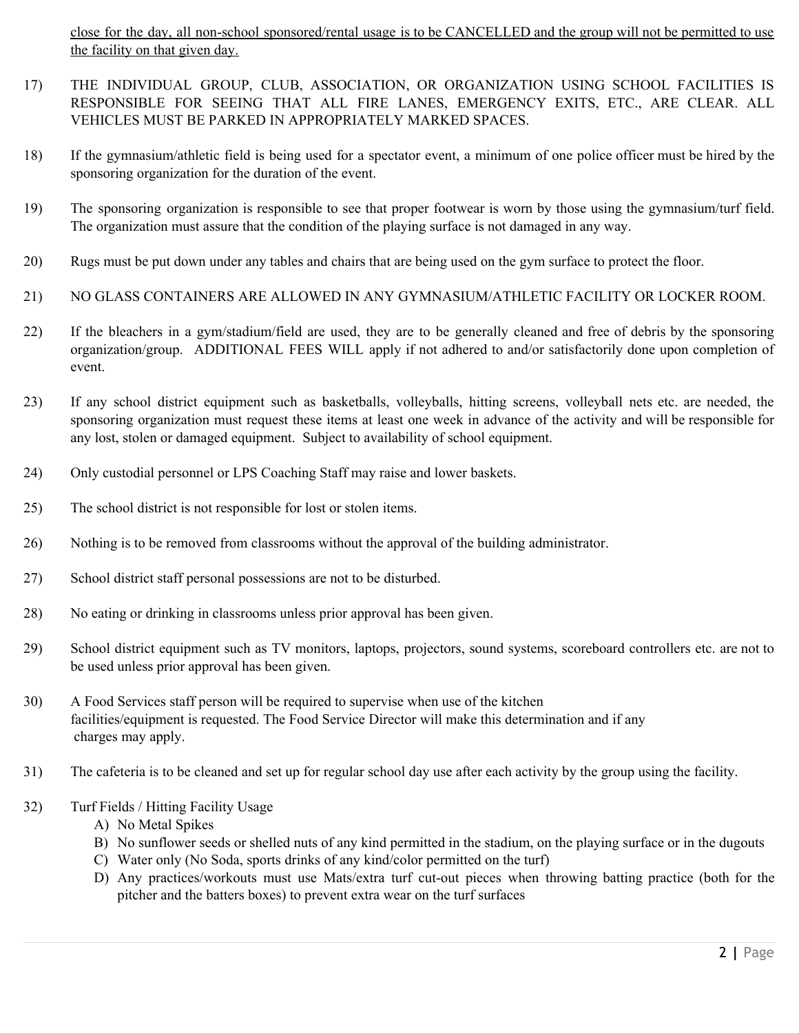close for the day, all non-school sponsored/rental usage is to be CANCELLED and the group will not be permitted to use the facility on that given day.

17) THE INDIVIDUAL GROUP, CLUB, ASSOCIATION, OR ORGANIZATION USING SCHOOL FACILITIES IS RESPONSIBLE FOR SEEING THAT ALL FIRE LANES, EMERGENCY EXITS, ETC., ARE CLEAR. ALL VEHICLES MUST BE PARKED IN APPROPRIATELY MARKED SPACES.

18) If the gymnasium/athletic field is being used for a spectator event, a minimum of one police officer must be hired by the sponsoring organization for the duration of the event.

19) The sponsoring organization is responsible to see that proper footwear is worn by those using the gymnasium/turf field. The organization must assure that the condition of the playing surface is not damaged in any way.

20) Rugs must be put down under any tables and chairs that are being used on the gym surface to protect the floor.

21) NO GLASS CONTAINERS ARE ALLOWED IN ANY GYMNASIUM/ATHLETIC FACILITY OR LOCKER ROOM.

22) If the bleachers in a gym/stadium/field are used, they are to be generally cleaned and free of debris by the sponsoring organization/group. ADDITIONAL FEES WILL apply if not adhered to and/or satisfactorily done upon completion of event.

23) If any school district equipment such as basketballs, volleyballs, hitting screens, volleyball nets etc. are needed, the sponsoring organization must request these items at least one week in advance of the activity and will be responsible for any lost, stolen or damaged equipment. Subject to availability of school equipment.

24) Only custodial personnel or LPS Coaching Staff may raise and lower baskets.

25) The school district is not responsible for lost or stolen items.

26) Nothing is to be removed from classrooms without the approval of the building administrator.

27) School district staff personal possessions are not to be disturbed.

28) No eating or drinking in classrooms unless prior approval has been given.

29) School district equipment such as TV monitors, laptops, projectors, sound systems, scoreboard controllers etc. are not to be used unless prior approval has been given.

30) A Food Services staff person will be required to supervise when use of the kitchen facilities/equipment is requested. The Food Service Director will make this determination and if any charges may apply.

31) The cafeteria is to be cleaned and set up for regular school day use after each activity by the group using the facility.

32) Turf Fields / Hitting Facility Usage
    A) No Metal Spikes
    B) No sunflower seeds or shelled nuts of any kind permitted in the stadium, on the playing surface or in the dugouts
    C) Water only (No Soda, sports drinks of any kind/color permitted on the turf)
    D) Any practices/workouts must use Mats/extra turf cut-out pieces when throwing batting practice (both for the pitcher and the batters boxes) to prevent extra wear on the turf surfaces